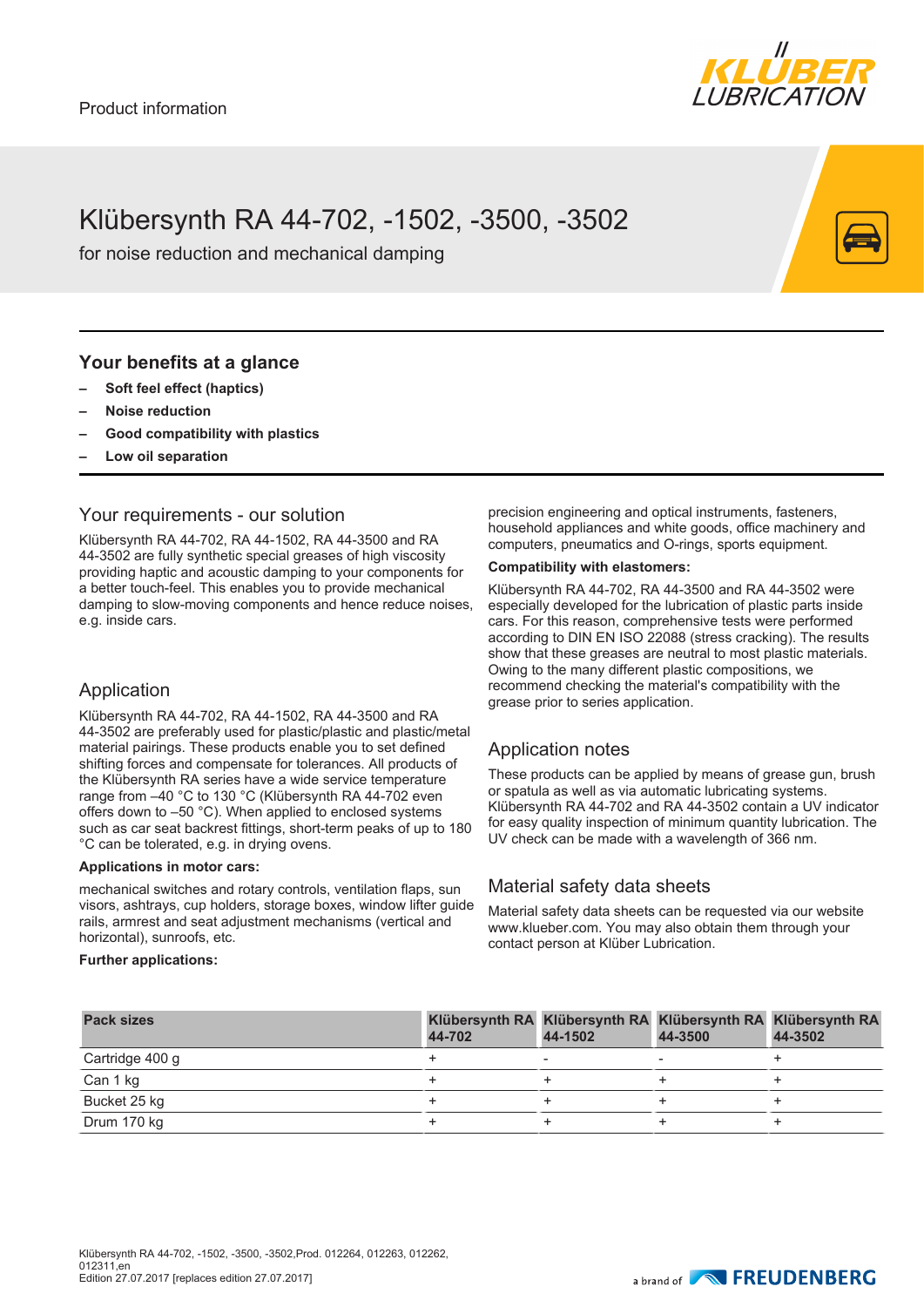Product information

# Klübersynth RA 44-702, -1502, -3500, -3502

for noise reduction and mechanical damping

## Your benefits at a glance

- **Soft feel effect (haptics)**
- **Noise reduction**
- **Good compatibility with plastics**
- **Low oil separation**

## Your requirements - our solution

Klübersynth RA 44-702, RA 44-1502, RA 44-3500 and RA 44-3502 are fully synthetic special greases of high viscosity providing haptic and acoustic damping to your components for a better touch-feel. This enables you to provide mechanical damping to slow-moving components and hence reduce noises, e.g. inside cars.

## Application

Klübersynth RA 44-702, RA 44-1502, RA 44-3500 and RA 44-3502 are preferably used for plastic/plastic and plastic/metal material pairings. These products enable you to set defined shifting forces and compensate for tolerances. All products of the Klübersynth RA series have a wide service temperature range from –40 °C to 130 °C (Klübersynth RA 44-702 even offers down to –50 °C). When applied to enclosed systems such as car seat backrest fittings, short-term peaks of up to 180 °C can be tolerated, e.g. in drying ovens.

**Applications in motor cars:**

mechanical switches and rotary controls, ventilation flaps, sun visors, ashtrays, cup holders, storage boxes, window lifter guide rails, armrest and seat adjustment mechanisms (vertical and horizontal), sunroofs, etc.

**Further applications:**

precision engineering and optical instruments, fasteners, household appliances and white goods, office machinery and computers, pneumatics and O-rings, sports equipment.

**Compatibility with elastomers:**

Klübersynth RA 44-702, RA 44-3500 and RA 44-3502 were especially developed for the lubrication of plastic parts inside cars. For this reason, comprehensive tests were performed according to DIN EN ISO 22088 (stress cracking). The results show that these greases are neutral to most plastic materials. Owing to the many different plastic compositions, we recommend checking the material's compatibility with the grease prior to series application.

## Application notes

These products can be applied by means of grease gun, brush or spatula as well as via automatic lubricating systems. Klübersynth RA 44-702 and RA 44-3502 contain a UV indicator for easy quality inspection of minimum quantity lubrication. The UV check can be made with a wavelength of 366 nm.

## Material safety data sheets

Material safety data sheets can be requested via our website www.klueber.com. You may also obtain them through your contact person at Klüber Lubrication.

| Pack sizes | Klübersynth RA 44-702 | Klübersynth RA 44-1502 | Klübersynth RA 44-3500 | Klübersynth RA 44-3502 |
|---|---|---|---|---|
| Cartridge 400 g | + | - | - | + |
| Can 1 kg | + | + | + | + |
| Bucket 25 kg | + | + | + | + |
| Drum 170 kg | + | + | + | + |

Klübersynth RA 44-702, -1502, -3500, -3502,Prod. 012264, 012263, 012262, 012311,en
Edition 27.07.2017 [replaces edition 27.07.2017]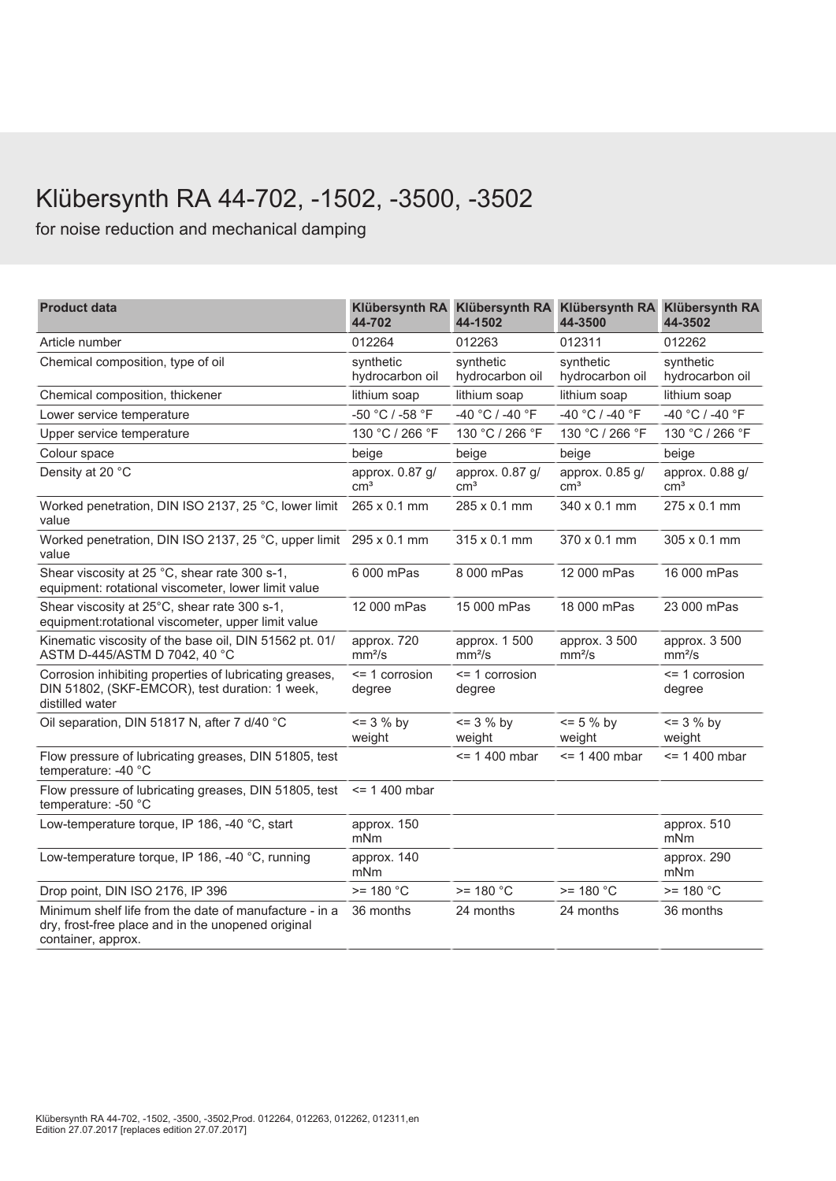# Klübersynth RA 44-702, -1502, -3500, -3502

for noise reduction and mechanical damping

| Product data | Klübersynth RA 44-702 | Klübersynth RA 44-1502 | Klübersynth RA 44-3500 | Klübersynth RA 44-3502 |
|---|---|---|---|---|
| Article number | 012264 | 012263 | 012311 | 012262 |
| Chemical composition, type of oil | synthetic hydrocarbon oil | synthetic hydrocarbon oil | synthetic hydrocarbon oil | synthetic hydrocarbon oil |
| Chemical composition, thickener | lithium soap | lithium soap | lithium soap | lithium soap |
| Lower service temperature | -50 °C / -58 °F | -40 °C / -40 °F | -40 °C / -40 °F | -40 °C / -40 °F |
| Upper service temperature | 130 °C / 266 °F | 130 °C / 266 °F | 130 °C / 266 °F | 130 °C / 266 °F |
| Colour space | beige | beige | beige | beige |
| Density at 20 °C | approx. 0.87 g/cm³ | approx. 0.87 g/cm³ | approx. 0.85 g/cm³ | approx. 0.88 g/cm³ |
| Worked penetration, DIN ISO 2137, 25 °C, lower limit value | 265 x 0.1 mm | 285 x 0.1 mm | 340 x 0.1 mm | 275 x 0.1 mm |
| Worked penetration, DIN ISO 2137, 25 °C, upper limit value | 295 x 0.1 mm | 315 x 0.1 mm | 370 x 0.1 mm | 305 x 0.1 mm |
| Shear viscosity at 25 °C, shear rate 300 s-1, equipment: rotational viscometer, lower limit value | 6 000 mPas | 8 000 mPas | 12 000 mPas | 16 000 mPas |
| Shear viscosity at 25°C, shear rate 300 s-1, equipment:rotational viscometer, upper limit value | 12 000 mPas | 15 000 mPas | 18 000 mPas | 23 000 mPas |
| Kinematic viscosity of the base oil, DIN 51562 pt. 01/ ASTM D-445/ASTM D 7042, 40 °C | approx. 720 mm²/s | approx. 1 500 mm²/s | approx. 3 500 mm²/s | approx. 3 500 mm²/s |
| Corrosion inhibiting properties of lubricating greases, DIN 51802, (SKF-EMCOR), test duration: 1 week, distilled water | <= 1 corrosion degree | <= 1 corrosion degree | | <= 1 corrosion degree |
| Oil separation, DIN 51817 N, after 7 d/40 °C | <= 3 % by weight | <= 3 % by weight | <= 5 % by weight | <= 3 % by weight |
| Flow pressure of lubricating greases, DIN 51805, test temperature: -40 °C | | <= 1 400 mbar | <= 1 400 mbar | <= 1 400 mbar |
| Flow pressure of lubricating greases, DIN 51805, test temperature: -50 °C | <= 1 400 mbar | | | |
| Low-temperature torque, IP 186, -40 °C, start | approx. 150 mNm | | | approx. 510 mNm |
| Low-temperature torque, IP 186, -40 °C, running | approx. 140 mNm | | | approx. 290 mNm |
| Drop point, DIN ISO 2176, IP 396 | >= 180 °C | >= 180 °C | >= 180 °C | >= 180 °C |
| Minimum shelf life from the date of manufacture - in a dry, frost-free place and in the unopened original container, approx. | 36 months | 24 months | 24 months | 36 months |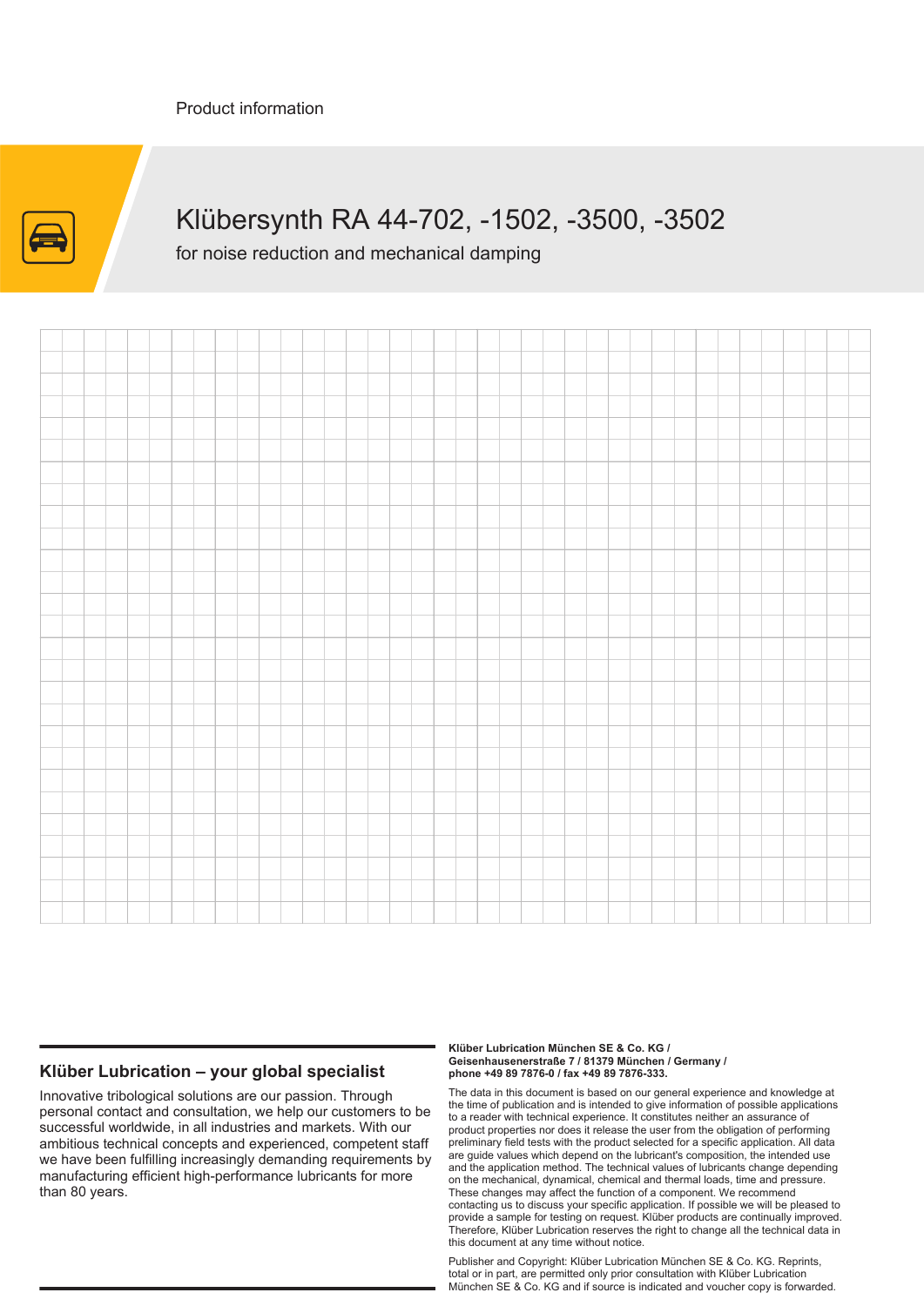Product information

# Klübersynth RA 44-702, -1502, -3500, -3502

for noise reduction and mechanical damping

## Klüber Lubrication – your global specialist

Innovative tribological solutions are our passion. Through personal contact and consultation, we help our customers to be successful worldwide, in all industries and markets. With our ambitious technical concepts and experienced, competent staff we have been fulfilling increasingly demanding requirements by manufacturing efficient high-performance lubricants for more than 80 years.

**Klüber Lubrication München SE & Co. KG / Geisenhausenerstraße 7 / 81379 München / Germany / phone +49 89 7876-0 / fax +49 89 7876-333.**

The data in this document is based on our general experience and knowledge at the time of publication and is intended to give information of possible applications to a reader with technical experience. It constitutes neither an assurance of product properties nor does it release the user from the obligation of performing preliminary field tests with the product selected for a specific application. All data are guide values which depend on the lubricant's composition, the intended use and the application method. The technical values of lubricants change depending on the mechanical, dynamical, chemical and thermal loads, time and pressure. These changes may affect the function of a component. We recommend contacting us to discuss your specific application. If possible we will be pleased to provide a sample for testing on request. Klüber products are continually improved. Therefore, Klüber Lubrication reserves the right to change all the technical data in this document at any time without notice.

Publisher and Copyright: Klüber Lubrication München SE & Co. KG. Reprints, total or in part, are permitted only prior consultation with Klüber Lubrication München SE & Co. KG and if source is indicated and voucher copy is forwarded.